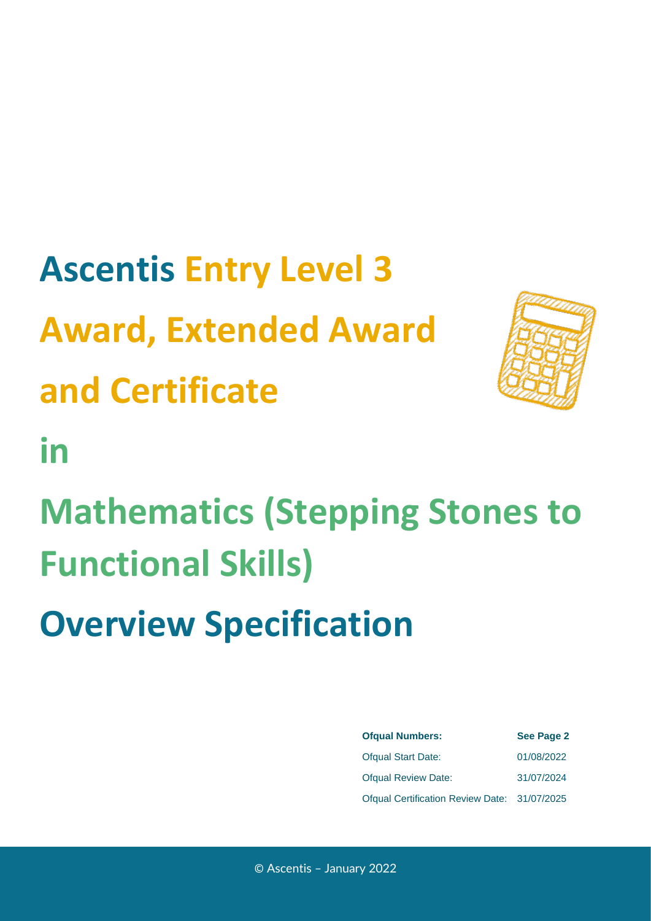# Ascentis Entry Level 3 Award, Extended Award and Certificate

# in

# Mathematics (Stepping Stones to Functional Skills)

# Overview Specification

| **Ofqual Numbers:** | **See Page 2** |
| --- | --- |
| Ofqual Start Date: | 01/08/2022 |
| Ofqual Review Date: | 31/07/2024 |
| Ofqual Certification Review Date: | 31/07/2025 |

© Ascentis – January 2022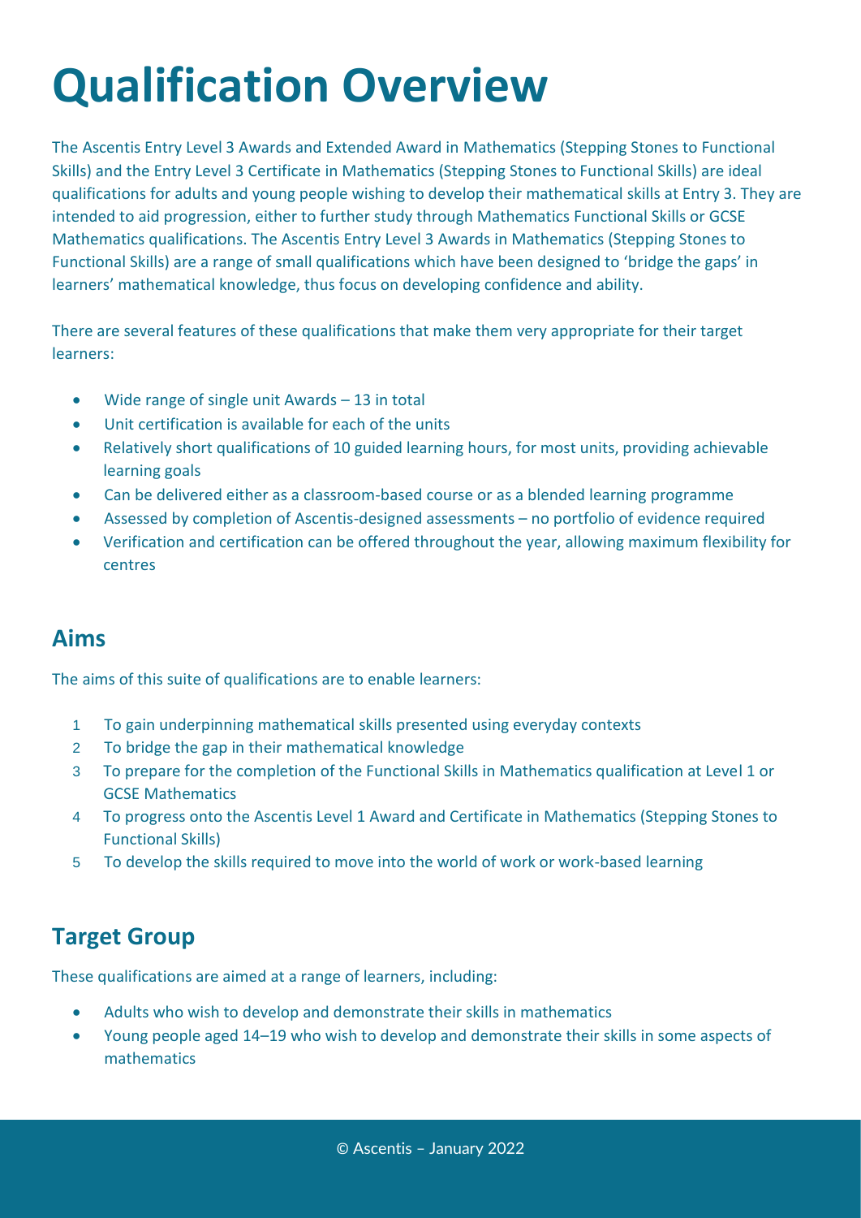# Qualification Overview

The Ascentis Entry Level 3 Awards and Extended Award in Mathematics (Stepping Stones to Functional Skills) and the Entry Level 3 Certificate in Mathematics (Stepping Stones to Functional Skills) are ideal qualifications for adults and young people wishing to develop their mathematical skills at Entry 3. They are intended to aid progression, either to further study through Mathematics Functional Skills or GCSE Mathematics qualifications. The Ascentis Entry Level 3 Awards in Mathematics (Stepping Stones to Functional Skills) are a range of small qualifications which have been designed to 'bridge the gaps' in learners' mathematical knowledge, thus focus on developing confidence and ability.

There are several features of these qualifications that make them very appropriate for their target learners:

- Wide range of single unit Awards – 13 in total
- Unit certification is available for each of the units
- Relatively short qualifications of 10 guided learning hours, for most units, providing achievable learning goals
- Can be delivered either as a classroom-based course or as a blended learning programme
- Assessed by completion of Ascentis-designed assessments – no portfolio of evidence required
- Verification and certification can be offered throughout the year, allowing maximum flexibility for centres

## Aims

The aims of this suite of qualifications are to enable learners:

1. To gain underpinning mathematical skills presented using everyday contexts
2. To bridge the gap in their mathematical knowledge
3. To prepare for the completion of the Functional Skills in Mathematics qualification at Level 1 or GCSE Mathematics
4. To progress onto the Ascentis Level 1 Award and Certificate in Mathematics (Stepping Stones to Functional Skills)
5. To develop the skills required to move into the world of work or work-based learning

## Target Group

These qualifications are aimed at a range of learners, including:

- Adults who wish to develop and demonstrate their skills in mathematics
- Young people aged 14–19 who wish to develop and demonstrate their skills in some aspects of mathematics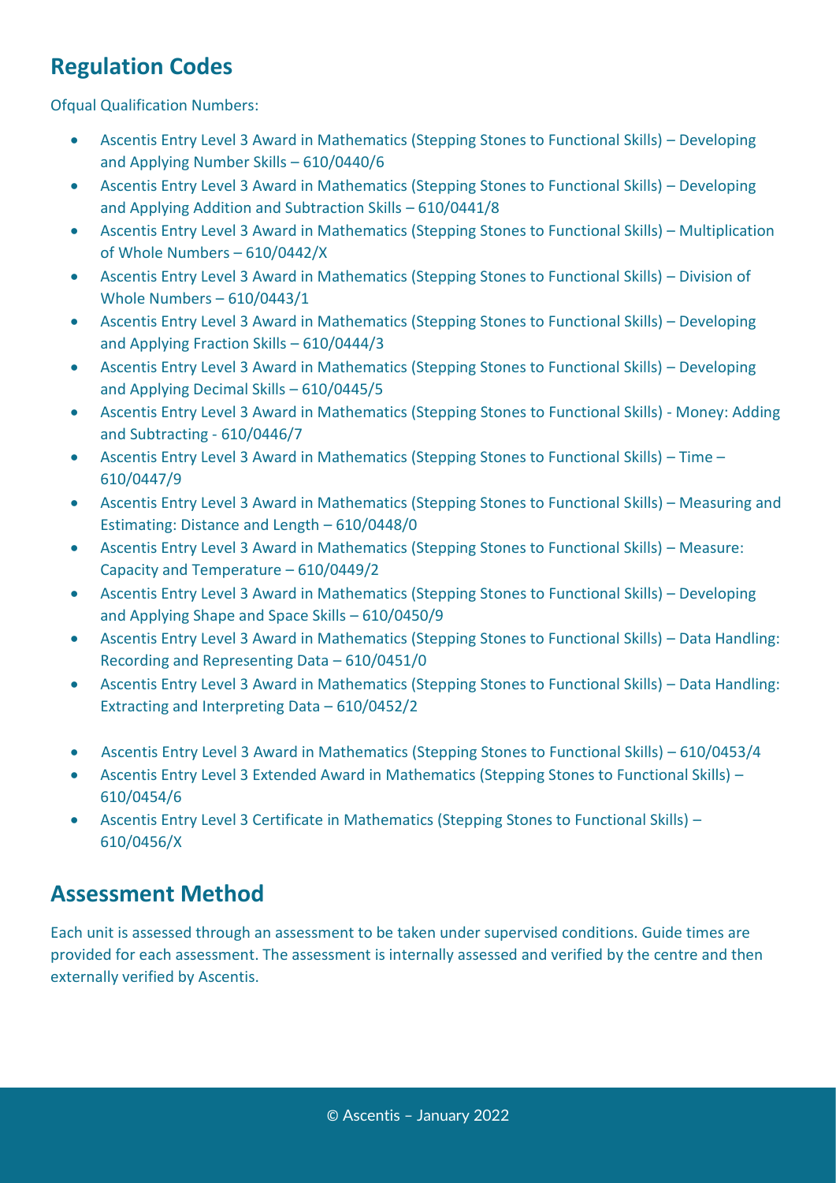## Regulation Codes

Ofqual Qualification Numbers:

- Ascentis Entry Level 3 Award in Mathematics (Stepping Stones to Functional Skills) – Developing and Applying Number Skills – 610/0440/6
- Ascentis Entry Level 3 Award in Mathematics (Stepping Stones to Functional Skills) – Developing and Applying Addition and Subtraction Skills – 610/0441/8
- Ascentis Entry Level 3 Award in Mathematics (Stepping Stones to Functional Skills) – Multiplication of Whole Numbers – 610/0442/X
- Ascentis Entry Level 3 Award in Mathematics (Stepping Stones to Functional Skills) – Division of Whole Numbers – 610/0443/1
- Ascentis Entry Level 3 Award in Mathematics (Stepping Stones to Functional Skills) – Developing and Applying Fraction Skills – 610/0444/3
- Ascentis Entry Level 3 Award in Mathematics (Stepping Stones to Functional Skills) – Developing and Applying Decimal Skills – 610/0445/5
- Ascentis Entry Level 3 Award in Mathematics (Stepping Stones to Functional Skills) - Money: Adding and Subtracting - 610/0446/7
- Ascentis Entry Level 3 Award in Mathematics (Stepping Stones to Functional Skills) – Time – 610/0447/9
- Ascentis Entry Level 3 Award in Mathematics (Stepping Stones to Functional Skills) – Measuring and Estimating: Distance and Length – 610/0448/0
- Ascentis Entry Level 3 Award in Mathematics (Stepping Stones to Functional Skills) – Measure: Capacity and Temperature – 610/0449/2
- Ascentis Entry Level 3 Award in Mathematics (Stepping Stones to Functional Skills) – Developing and Applying Shape and Space Skills – 610/0450/9
- Ascentis Entry Level 3 Award in Mathematics (Stepping Stones to Functional Skills) – Data Handling: Recording and Representing Data – 610/0451/0
- Ascentis Entry Level 3 Award in Mathematics (Stepping Stones to Functional Skills) – Data Handling: Extracting and Interpreting Data – 610/0452/2
- Ascentis Entry Level 3 Award in Mathematics (Stepping Stones to Functional Skills) – 610/0453/4
- Ascentis Entry Level 3 Extended Award in Mathematics (Stepping Stones to Functional Skills) – 610/0454/6
- Ascentis Entry Level 3 Certificate in Mathematics (Stepping Stones to Functional Skills) – 610/0456/X

## Assessment Method

Each unit is assessed through an assessment to be taken under supervised conditions. Guide times are provided for each assessment. The assessment is internally assessed and verified by the centre and then externally verified by Ascentis.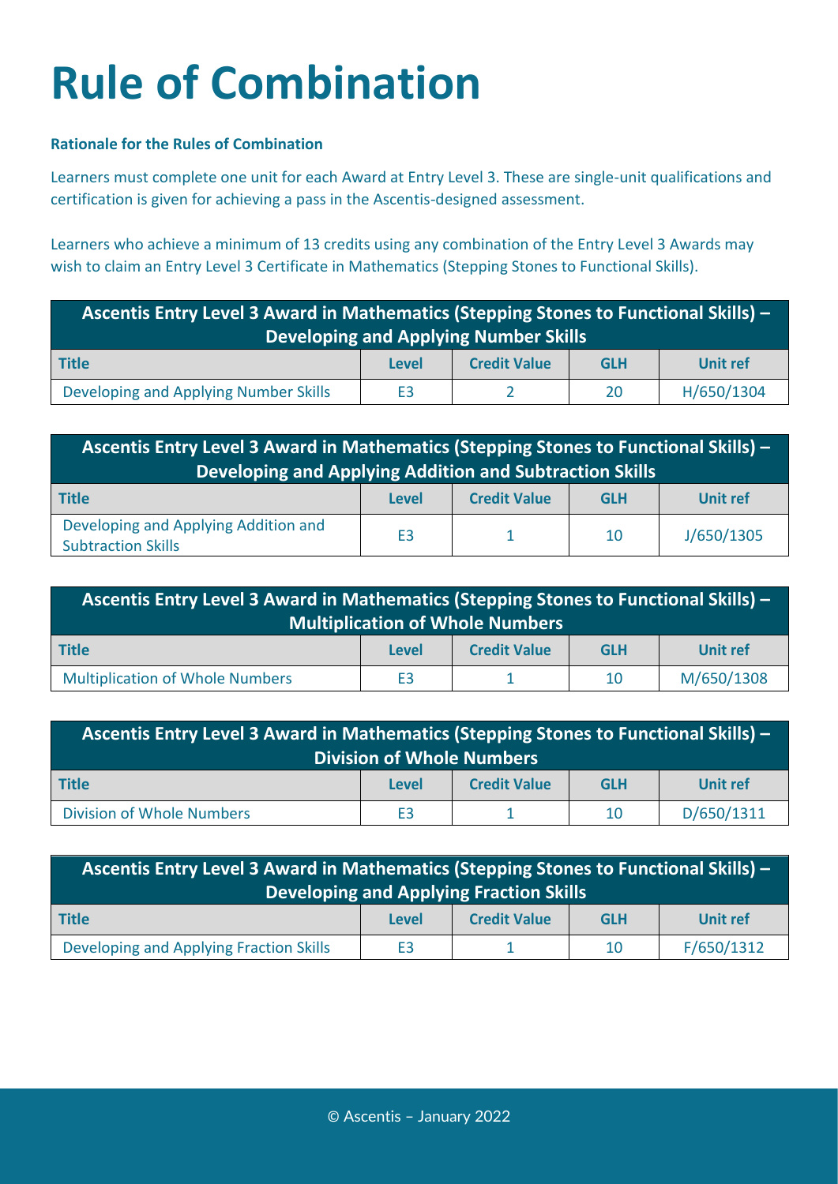# Rule of Combination

**Rationale for the Rules of Combination**

Learners must complete one unit for each Award at Entry Level 3. These are single-unit qualifications and certification is given for achieving a pass in the Ascentis-designed assessment.

Learners who achieve a minimum of 13 credits using any combination of the Entry Level 3 Awards may wish to claim an Entry Level 3 Certificate in Mathematics (Stepping Stones to Functional Skills).

| Ascentis Entry Level 3 Award in Mathematics (Stepping Stones to Functional Skills) – Developing and Applying Number Skills | | | | |
|---|---|---|---|---|
| **Title** | **Level** | **Credit Value** | **GLH** | **Unit ref** |
| Developing and Applying Number Skills | E3 | 2 | 20 | H/650/1304 |

| Ascentis Entry Level 3 Award in Mathematics (Stepping Stones to Functional Skills) – Developing and Applying Addition and Subtraction Skills | | | | |
|---|---|---|---|---|
| **Title** | **Level** | **Credit Value** | **GLH** | **Unit ref** |
| Developing and Applying Addition and Subtraction Skills | E3 | 1 | 10 | J/650/1305 |

| Ascentis Entry Level 3 Award in Mathematics (Stepping Stones to Functional Skills) – Multiplication of Whole Numbers | | | | |
|---|---|---|---|---|
| **Title** | **Level** | **Credit Value** | **GLH** | **Unit ref** |
| Multiplication of Whole Numbers | E3 | 1 | 10 | M/650/1308 |

| Ascentis Entry Level 3 Award in Mathematics (Stepping Stones to Functional Skills) – Division of Whole Numbers | | | | |
|---|---|---|---|---|
| **Title** | **Level** | **Credit Value** | **GLH** | **Unit ref** |
| Division of Whole Numbers | E3 | 1 | 10 | D/650/1311 |

| Ascentis Entry Level 3 Award in Mathematics (Stepping Stones to Functional Skills) – Developing and Applying Fraction Skills | | | | |
|---|---|---|---|---|
| **Title** | **Level** | **Credit Value** | **GLH** | **Unit ref** |
| Developing and Applying Fraction Skills | E3 | 1 | 10 | F/650/1312 |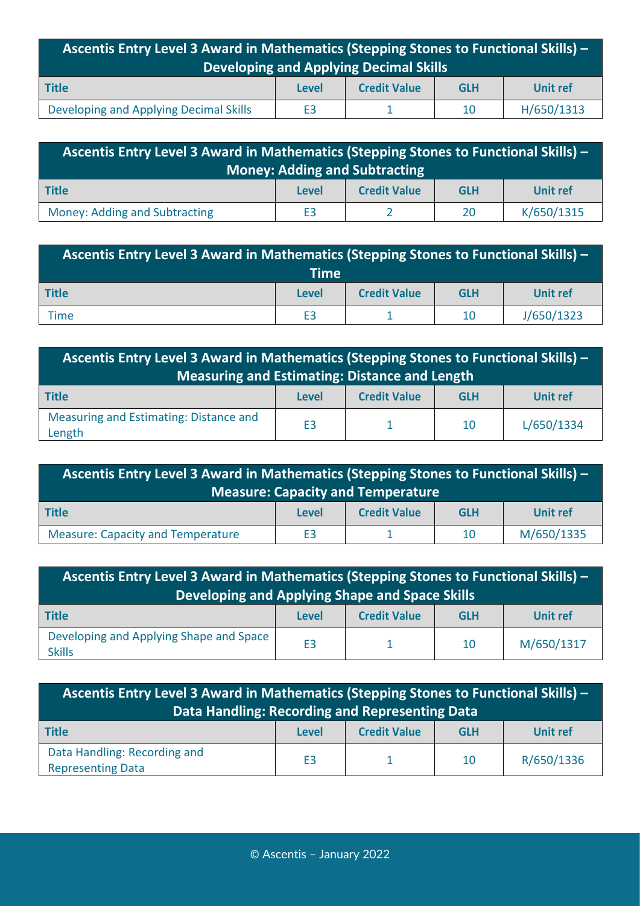| Ascentis Entry Level 3 Award in Mathematics (Stepping Stones to Functional Skills) – Developing and Applying Decimal Skills | | | | |
|---|---|---|---|---|
| **Title** | **Level** | **Credit Value** | **GLH** | **Unit ref** |
| Developing and Applying Decimal Skills | E3 | 1 | 10 | H/650/1313 |

| Ascentis Entry Level 3 Award in Mathematics (Stepping Stones to Functional Skills) – Money: Adding and Subtracting | | | | |
|---|---|---|---|---|
| **Title** | **Level** | **Credit Value** | **GLH** | **Unit ref** |
| Money: Adding and Subtracting | E3 | 2 | 20 | K/650/1315 |

| Ascentis Entry Level 3 Award in Mathematics (Stepping Stones to Functional Skills) – Time | | | | |
|---|---|---|---|---|
| **Title** | **Level** | **Credit Value** | **GLH** | **Unit ref** |
| Time | E3 | 1 | 10 | J/650/1323 |

| Ascentis Entry Level 3 Award in Mathematics (Stepping Stones to Functional Skills) – Measuring and Estimating: Distance and Length | | | | |
|---|---|---|---|---|
| **Title** | **Level** | **Credit Value** | **GLH** | **Unit ref** |
| Measuring and Estimating: Distance and Length | E3 | 1 | 10 | L/650/1334 |

| Ascentis Entry Level 3 Award in Mathematics (Stepping Stones to Functional Skills) – Measure: Capacity and Temperature | | | | |
|---|---|---|---|---|
| **Title** | **Level** | **Credit Value** | **GLH** | **Unit ref** |
| Measure: Capacity and Temperature | E3 | 1 | 10 | M/650/1335 |

| Ascentis Entry Level 3 Award in Mathematics (Stepping Stones to Functional Skills) – Developing and Applying Shape and Space Skills | | | | |
|---|---|---|---|---|
| **Title** | **Level** | **Credit Value** | **GLH** | **Unit ref** |
| Developing and Applying Shape and Space Skills | E3 | 1 | 10 | M/650/1317 |

| Ascentis Entry Level 3 Award in Mathematics (Stepping Stones to Functional Skills) – Data Handling: Recording and Representing Data | | | | |
|---|---|---|---|---|
| **Title** | **Level** | **Credit Value** | **GLH** | **Unit ref** |
| Data Handling: Recording and Representing Data | E3 | 1 | 10 | R/650/1336 |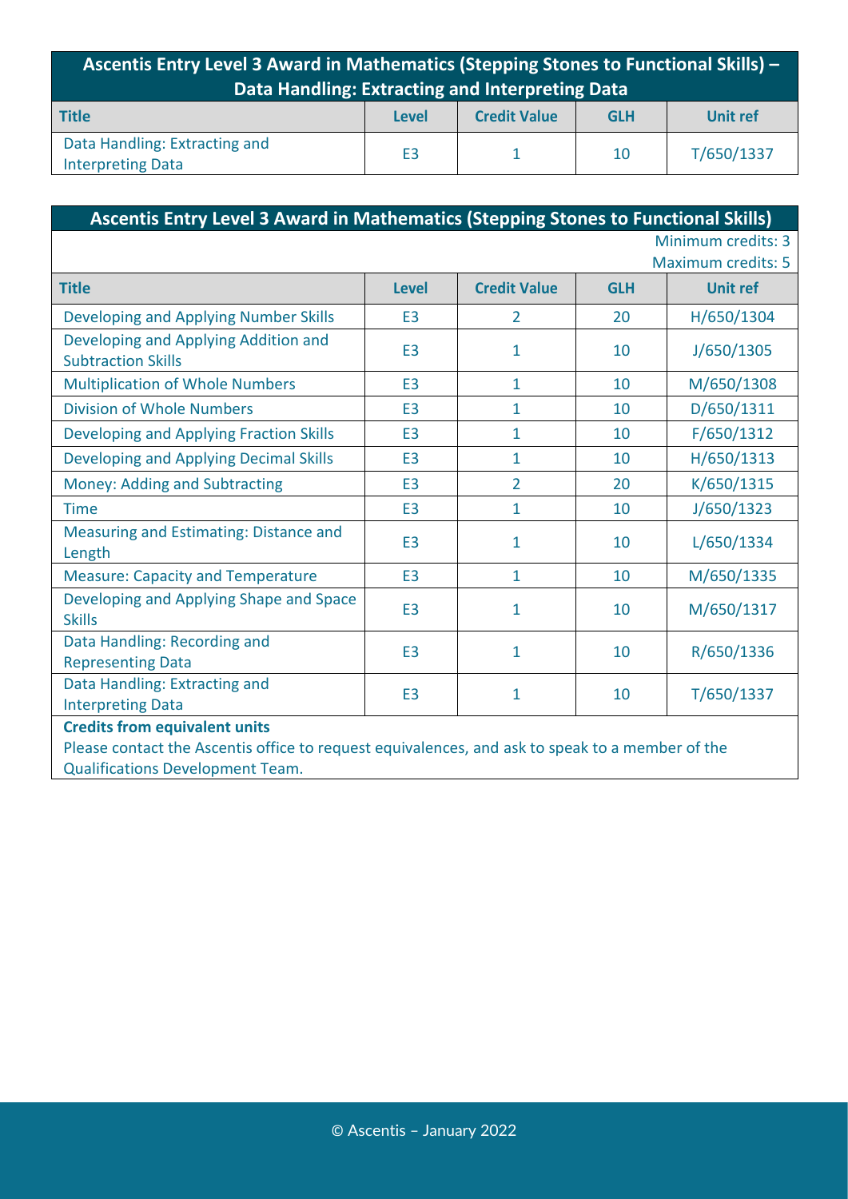| Ascentis Entry Level 3 Award in Mathematics (Stepping Stones to Functional Skills) – Data Handling: Extracting and Interpreting Data | | | | |
|---|---|---|---|---|
| **Title** | **Level** | **Credit Value** | **GLH** | **Unit ref** |
| Data Handling: Extracting and Interpreting Data | E3 | 1 | 10 | T/650/1337 |

| Ascentis Entry Level 3 Award in Mathematics (Stepping Stones to Functional Skills) | | | | |
|---|---|---|---|---|
| | | | | Minimum credits: 3<br>Maximum credits: 5 |
| **Title** | **Level** | **Credit Value** | **GLH** | **Unit ref** |
| Developing and Applying Number Skills | E3 | 2 | 20 | H/650/1304 |
| Developing and Applying Addition and Subtraction Skills | E3 | 1 | 10 | J/650/1305 |
| Multiplication of Whole Numbers | E3 | 1 | 10 | M/650/1308 |
| Division of Whole Numbers | E3 | 1 | 10 | D/650/1311 |
| Developing and Applying Fraction Skills | E3 | 1 | 10 | F/650/1312 |
| Developing and Applying Decimal Skills | E3 | 1 | 10 | H/650/1313 |
| Money: Adding and Subtracting | E3 | 2 | 20 | K/650/1315 |
| Time | E3 | 1 | 10 | J/650/1323 |
| Measuring and Estimating: Distance and Length | E3 | 1 | 10 | L/650/1334 |
| Measure: Capacity and Temperature | E3 | 1 | 10 | M/650/1335 |
| Developing and Applying Shape and Space Skills | E3 | 1 | 10 | M/650/1317 |
| Data Handling: Recording and Representing Data | E3 | 1 | 10 | R/650/1336 |
| Data Handling: Extracting and Interpreting Data | E3 | 1 | 10 | T/650/1337 |
| **Credits from equivalent units**<br>Please contact the Ascentis office to request equivalences, and ask to speak to a member of the Qualifications Development Team. | | | | |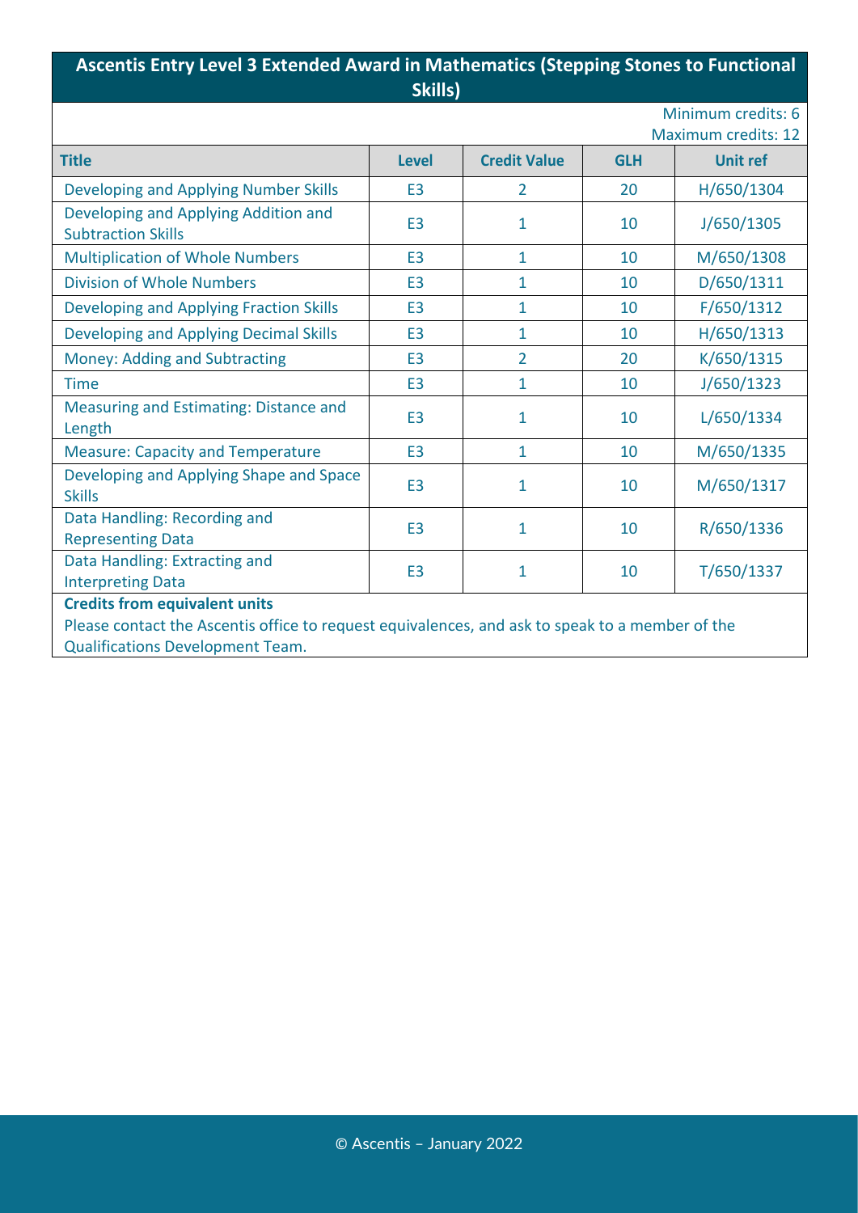## Ascentis Entry Level 3 Extended Award in Mathematics (Stepping Stones to Functional Skills)

Minimum credits: 6
Maximum credits: 12

| Title | Level | Credit Value | GLH | Unit ref |
|---|---|---|---|---|
| Developing and Applying Number Skills | E3 | 2 | 20 | H/650/1304 |
| Developing and Applying Addition and Subtraction Skills | E3 | 1 | 10 | J/650/1305 |
| Multiplication of Whole Numbers | E3 | 1 | 10 | M/650/1308 |
| Division of Whole Numbers | E3 | 1 | 10 | D/650/1311 |
| Developing and Applying Fraction Skills | E3 | 1 | 10 | F/650/1312 |
| Developing and Applying Decimal Skills | E3 | 1 | 10 | H/650/1313 |
| Money: Adding and Subtracting | E3 | 2 | 20 | K/650/1315 |
| Time | E3 | 1 | 10 | J/650/1323 |
| Measuring and Estimating: Distance and Length | E3 | 1 | 10 | L/650/1334 |
| Measure: Capacity and Temperature | E3 | 1 | 10 | M/650/1335 |
| Developing and Applying Shape and Space Skills | E3 | 1 | 10 | M/650/1317 |
| Data Handling: Recording and Representing Data | E3 | 1 | 10 | R/650/1336 |
| Data Handling: Extracting and Interpreting Data | E3 | 1 | 10 | T/650/1337 |

**Credits from equivalent units**

Please contact the Ascentis office to request equivalences, and ask to speak to a member of the Qualifications Development Team.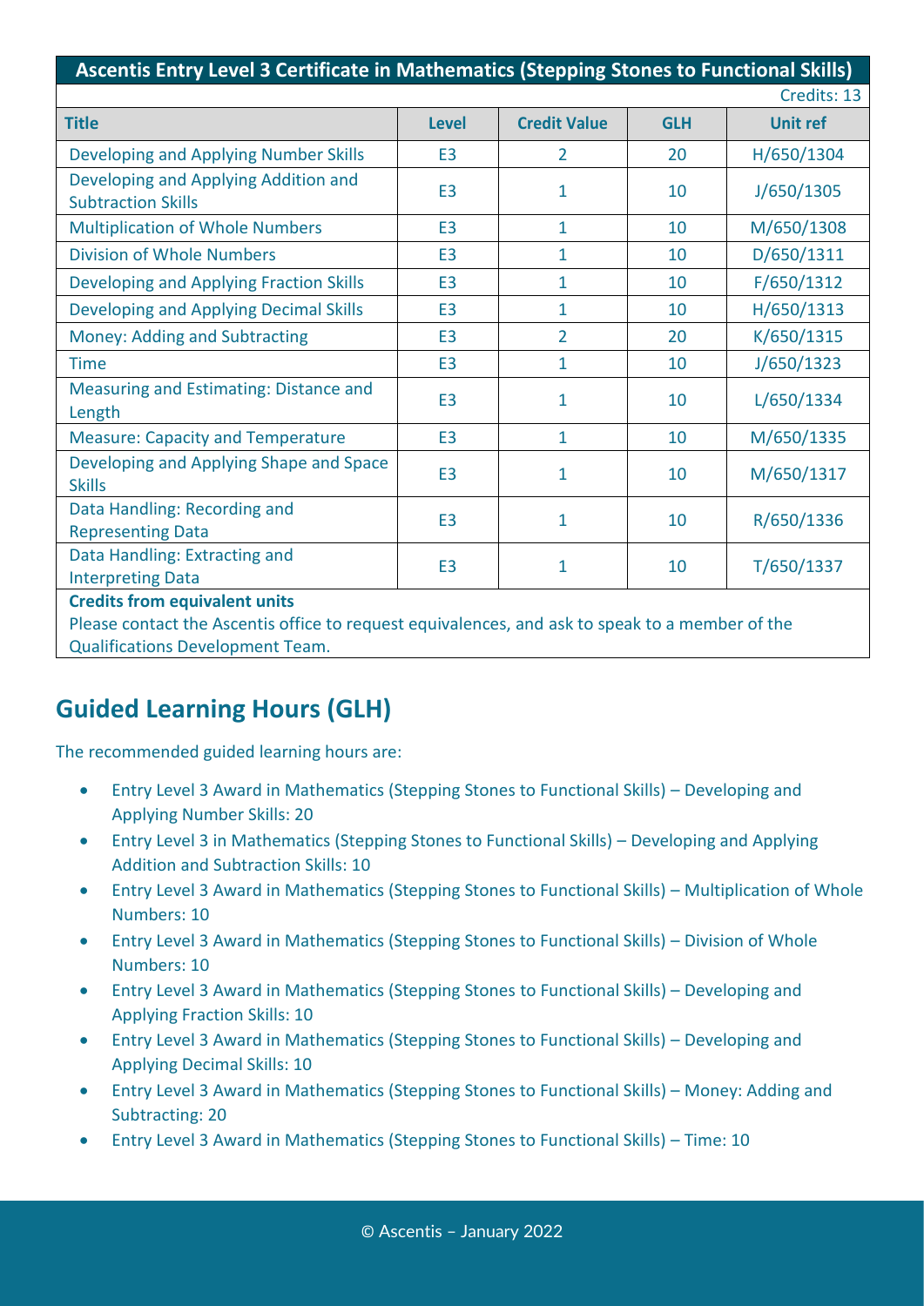| Ascentis Entry Level 3 Certificate in Mathematics (Stepping Stones to Functional Skills) | | | | |
|---|---|---|---|---|
| | | | | Credits: 13 |
| **Title** | **Level** | **Credit Value** | **GLH** | **Unit ref** |
| Developing and Applying Number Skills | E3 | 2 | 20 | H/650/1304 |
| Developing and Applying Addition and Subtraction Skills | E3 | 1 | 10 | J/650/1305 |
| Multiplication of Whole Numbers | E3 | 1 | 10 | M/650/1308 |
| Division of Whole Numbers | E3 | 1 | 10 | D/650/1311 |
| Developing and Applying Fraction Skills | E3 | 1 | 10 | F/650/1312 |
| Developing and Applying Decimal Skills | E3 | 1 | 10 | H/650/1313 |
| Money: Adding and Subtracting | E3 | 2 | 20 | K/650/1315 |
| Time | E3 | 1 | 10 | J/650/1323 |
| Measuring and Estimating: Distance and Length | E3 | 1 | 10 | L/650/1334 |
| Measure: Capacity and Temperature | E3 | 1 | 10 | M/650/1335 |
| Developing and Applying Shape and Space Skills | E3 | 1 | 10 | M/650/1317 |
| Data Handling: Recording and Representing Data | E3 | 1 | 10 | R/650/1336 |
| Data Handling: Extracting and Interpreting Data | E3 | 1 | 10 | T/650/1337 |
| **Credits from equivalent units** Please contact the Ascentis office to request equivalences, and ask to speak to a member of the Qualifications Development Team. | | | | |

## Guided Learning Hours (GLH)

The recommended guided learning hours are:

- Entry Level 3 Award in Mathematics (Stepping Stones to Functional Skills) – Developing and Applying Number Skills: 20
- Entry Level 3 in Mathematics (Stepping Stones to Functional Skills) – Developing and Applying Addition and Subtraction Skills: 10
- Entry Level 3 Award in Mathematics (Stepping Stones to Functional Skills) – Multiplication of Whole Numbers: 10
- Entry Level 3 Award in Mathematics (Stepping Stones to Functional Skills) – Division of Whole Numbers: 10
- Entry Level 3 Award in Mathematics (Stepping Stones to Functional Skills) – Developing and Applying Fraction Skills: 10
- Entry Level 3 Award in Mathematics (Stepping Stones to Functional Skills) – Developing and Applying Decimal Skills: 10
- Entry Level 3 Award in Mathematics (Stepping Stones to Functional Skills) – Money: Adding and Subtracting: 20
- Entry Level 3 Award in Mathematics (Stepping Stones to Functional Skills) – Time: 10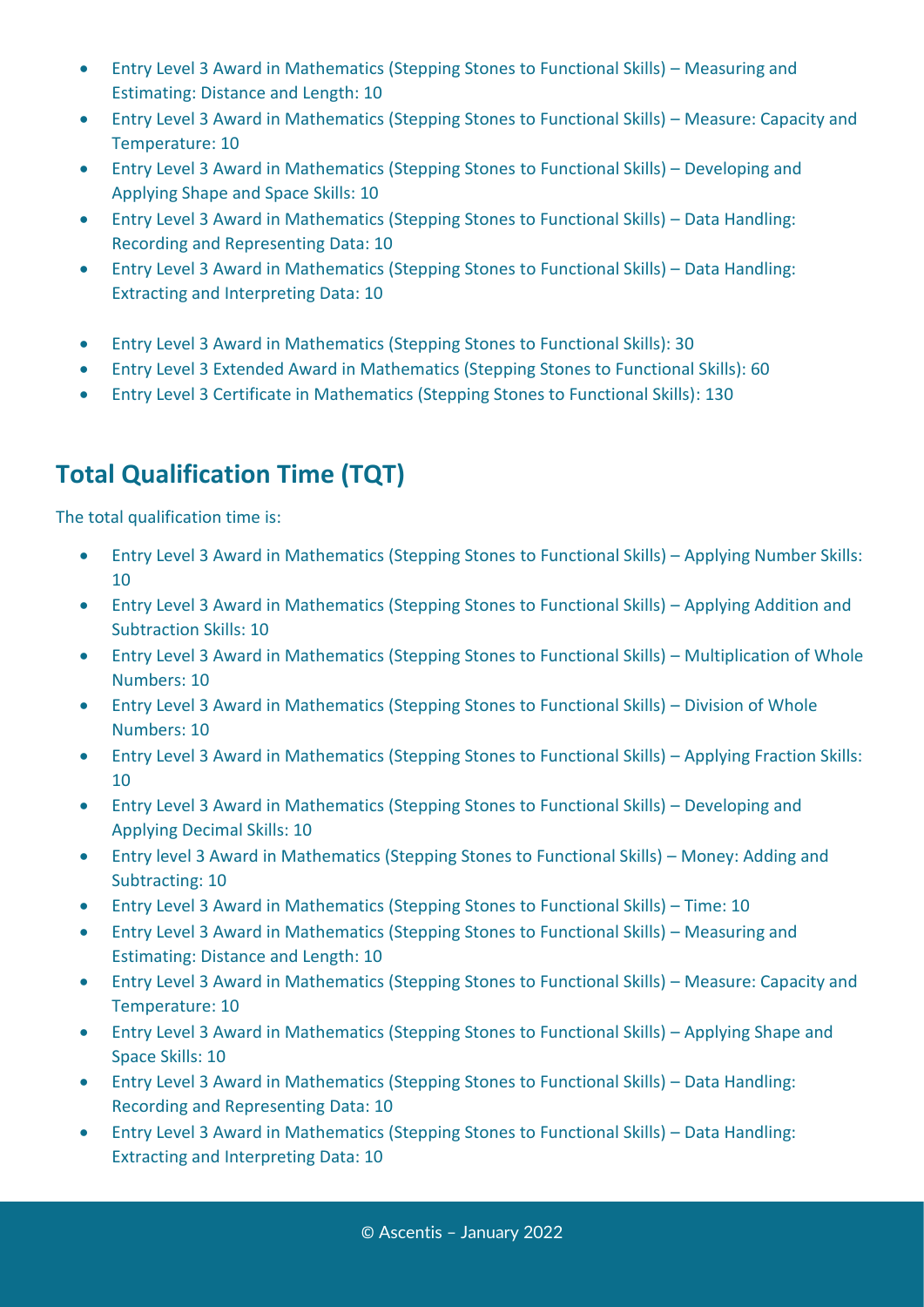- Entry Level 3 Award in Mathematics (Stepping Stones to Functional Skills) – Measuring and Estimating: Distance and Length: 10
- Entry Level 3 Award in Mathematics (Stepping Stones to Functional Skills) – Measure: Capacity and Temperature: 10
- Entry Level 3 Award in Mathematics (Stepping Stones to Functional Skills) – Developing and Applying Shape and Space Skills: 10
- Entry Level 3 Award in Mathematics (Stepping Stones to Functional Skills) – Data Handling: Recording and Representing Data: 10
- Entry Level 3 Award in Mathematics (Stepping Stones to Functional Skills) – Data Handling: Extracting and Interpreting Data: 10

- Entry Level 3 Award in Mathematics (Stepping Stones to Functional Skills): 30
- Entry Level 3 Extended Award in Mathematics (Stepping Stones to Functional Skills): 60
- Entry Level 3 Certificate in Mathematics (Stepping Stones to Functional Skills): 130

## Total Qualification Time (TQT)

The total qualification time is:

- Entry Level 3 Award in Mathematics (Stepping Stones to Functional Skills) – Applying Number Skills: 10
- Entry Level 3 Award in Mathematics (Stepping Stones to Functional Skills) – Applying Addition and Subtraction Skills: 10
- Entry Level 3 Award in Mathematics (Stepping Stones to Functional Skills) – Multiplication of Whole Numbers: 10
- Entry Level 3 Award in Mathematics (Stepping Stones to Functional Skills) – Division of Whole Numbers: 10
- Entry Level 3 Award in Mathematics (Stepping Stones to Functional Skills) – Applying Fraction Skills: 10
- Entry Level 3 Award in Mathematics (Stepping Stones to Functional Skills) – Developing and Applying Decimal Skills: 10
- Entry level 3 Award in Mathematics (Stepping Stones to Functional Skills) – Money: Adding and Subtracting: 10
- Entry Level 3 Award in Mathematics (Stepping Stones to Functional Skills) – Time: 10
- Entry Level 3 Award in Mathematics (Stepping Stones to Functional Skills) – Measuring and Estimating: Distance and Length: 10
- Entry Level 3 Award in Mathematics (Stepping Stones to Functional Skills) – Measure: Capacity and Temperature: 10
- Entry Level 3 Award in Mathematics (Stepping Stones to Functional Skills) – Applying Shape and Space Skills: 10
- Entry Level 3 Award in Mathematics (Stepping Stones to Functional Skills) – Data Handling: Recording and Representing Data: 10
- Entry Level 3 Award in Mathematics (Stepping Stones to Functional Skills) – Data Handling: Extracting and Interpreting Data: 10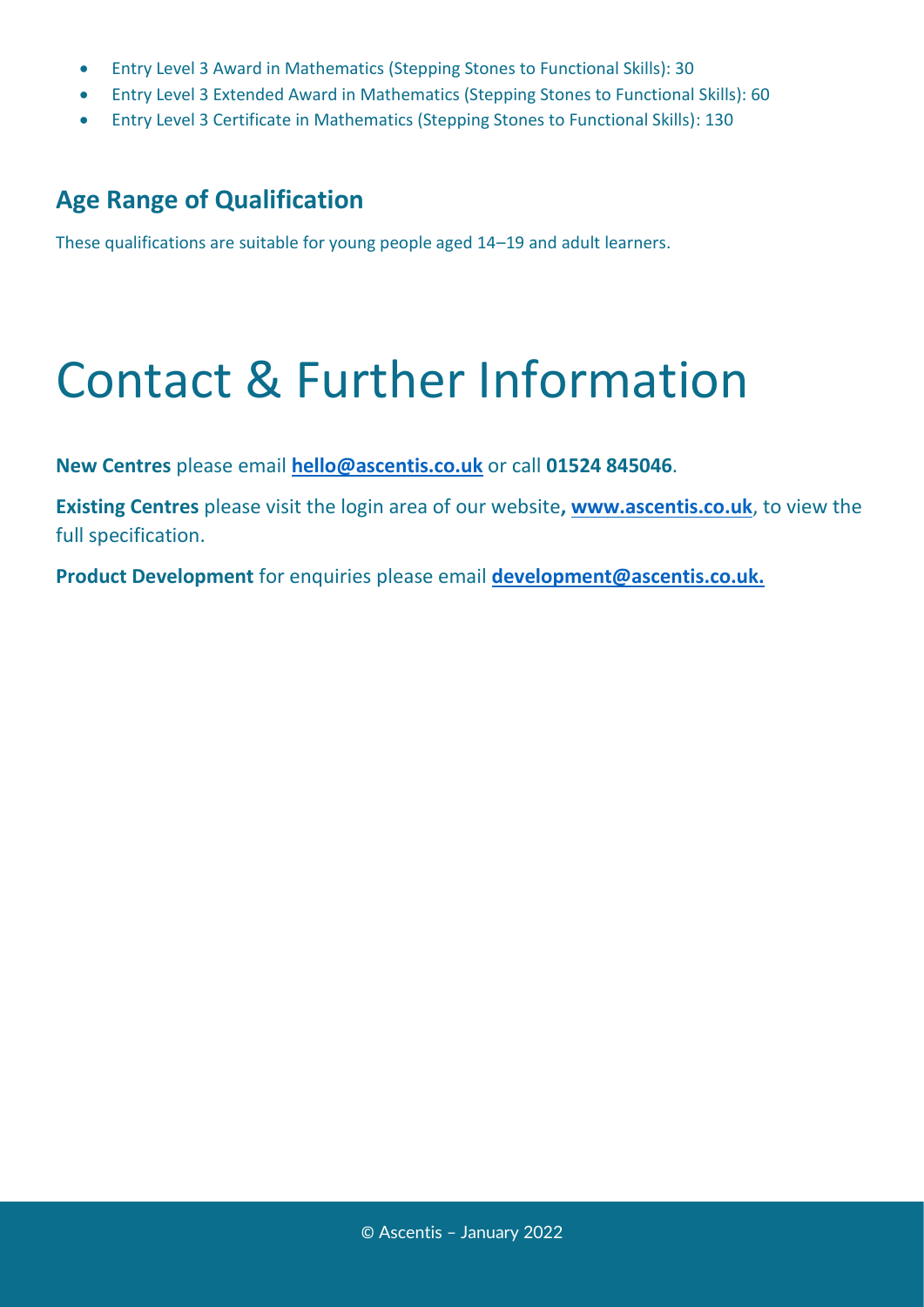- Entry Level 3 Award in Mathematics (Stepping Stones to Functional Skills): 30
- Entry Level 3 Extended Award in Mathematics (Stepping Stones to Functional Skills): 60
- Entry Level 3 Certificate in Mathematics (Stepping Stones to Functional Skills): 130

## Age Range of Qualification

These qualifications are suitable for young people aged 14–19 and adult learners.

# Contact & Further Information

**New Centres** please email **hello@ascentis.co.uk** or call **01524 845046**.

**Existing Centres** please visit the login area of our website**, www.ascentis.co.uk**, to view the full specification.

**Product Development** for enquiries please email **development@ascentis.co.uk.**

© Ascentis – January 2022